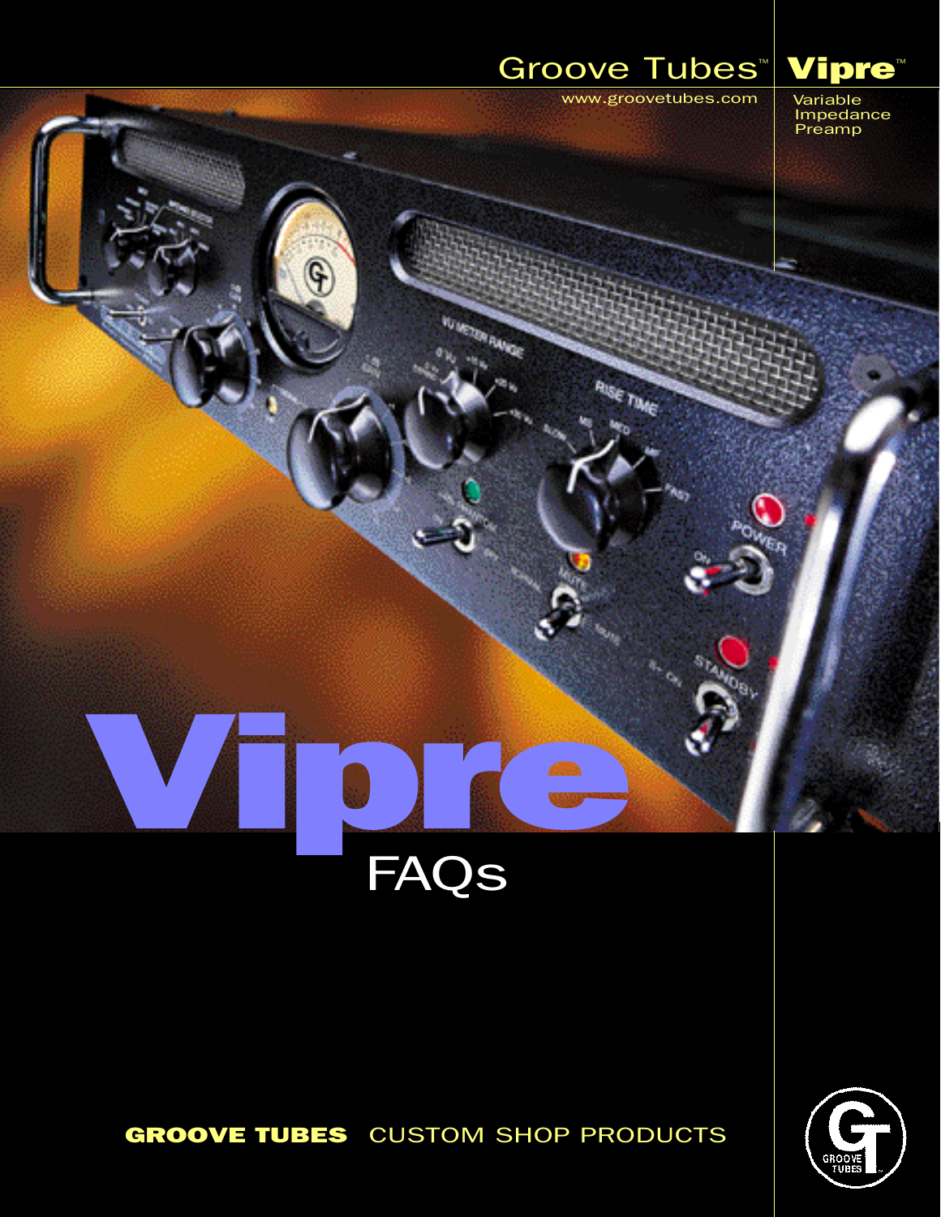Groove Tubes™ **Vipre**™

www.groovetubes.com

Variable Impedance Preamp

# Vipre

## FAQs

**GROOVE TUBES** CUSTOM SHOP PRODUCTS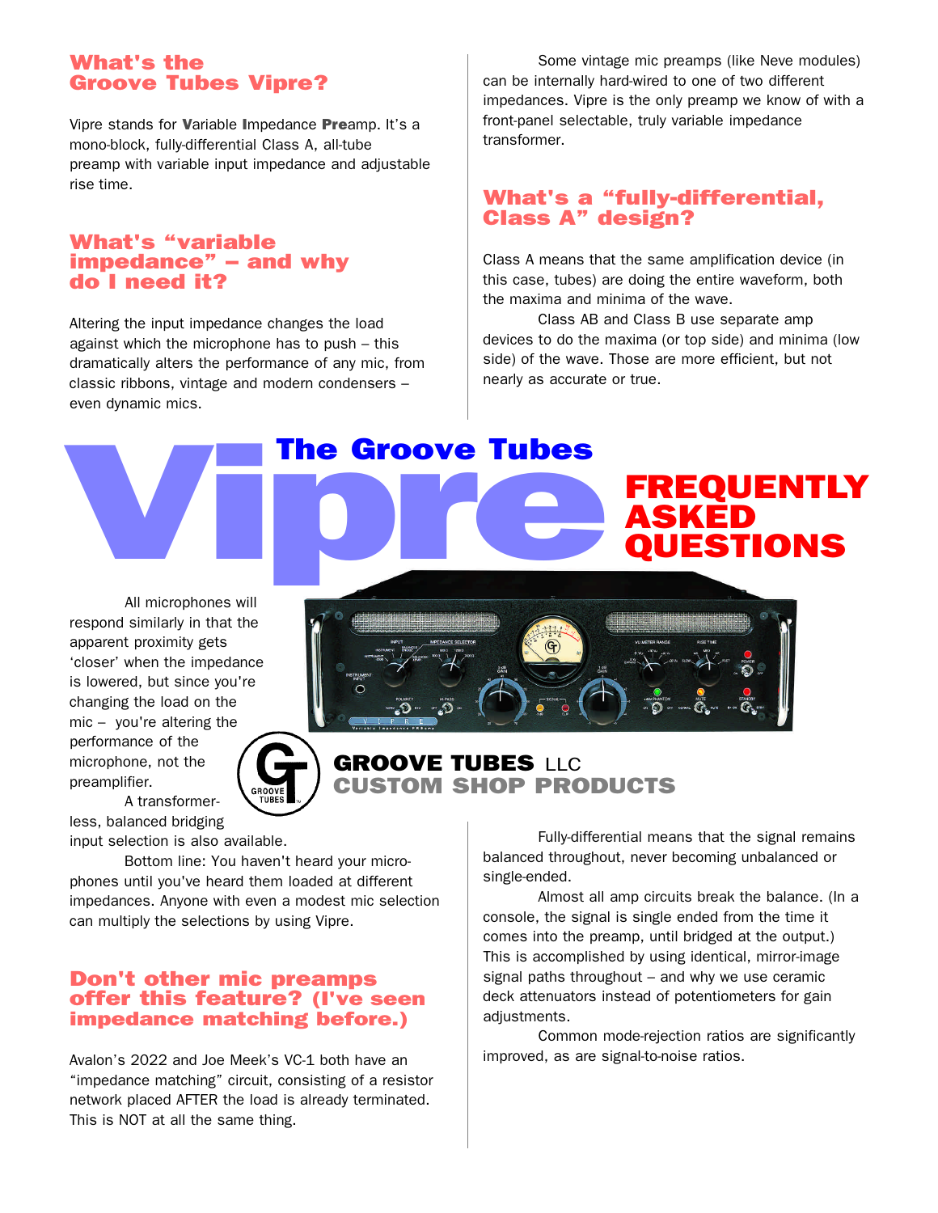# The Groove Tubes Vipre FREQUENTLY ASKED QUESTIONS

## What's the Groove Tubes Vipre?

Vipre stands for **V**ariable **I**mpedance **Pre**amp. It's a mono-block, fully-differential Class A, all-tube preamp with variable input impedance and adjustable rise time.

## What's "variable impedance" – and why do I need it?

Altering the input impedance changes the load against which the microphone has to push – this dramatically alters the performance of any mic, from classic ribbons, vintage and modern condensers – even dynamic mics.

All microphones will respond similarly in that the apparent proximity gets 'closer' when the impedance is lowered, but since you're changing the load on the mic – you're altering the performance of the microphone, not the preamplifier.

A transformer-less, balanced bridging input selection is also available.

Bottom line: You haven't heard your micro-phones until you've heard them loaded at different impedances. Anyone with even a modest mic selection can multiply the selections by using Vipre.

## Don't other mic preamps offer this feature? (I've seen impedance matching before.)

Avalon's 2022 and Joe Meek's VC-1 both have an "impedance matching" circuit, consisting of a resistor network placed AFTER the load is already terminated. This is NOT at all the same thing.

Some vintage mic preamps (like Neve modules) can be internally hard-wired to one of two different impedances. Vipre is the only preamp we know of with a front-panel selectable, truly variable impedance transformer.

## What's a "fully-differential, Class A" design?

Class A means that the same amplification device (in this case, tubes) are doing the entire waveform, both the maxima and minima of the wave.

Class AB and Class B use separate amp devices to do the maxima (or top side) and minima (low side) of the wave. Those are more efficient, but not nearly as accurate or true.

Fully-differential means that the signal remains balanced throughout, never becoming unbalanced or single-ended.

Almost all amp circuits break the balance. (In a console, the signal is single ended from the time it comes into the preamp, until bridged at the output.) This is accomplished by using identical, mirror-image signal paths throughout – and why we use ceramic deck attenuators instead of potentiometers for gain adjustments.

Common mode-rejection ratios are significantly improved, as are signal-to-noise ratios.

**GROOVE TUBES** LLC
**CUSTOM SHOP PRODUCTS**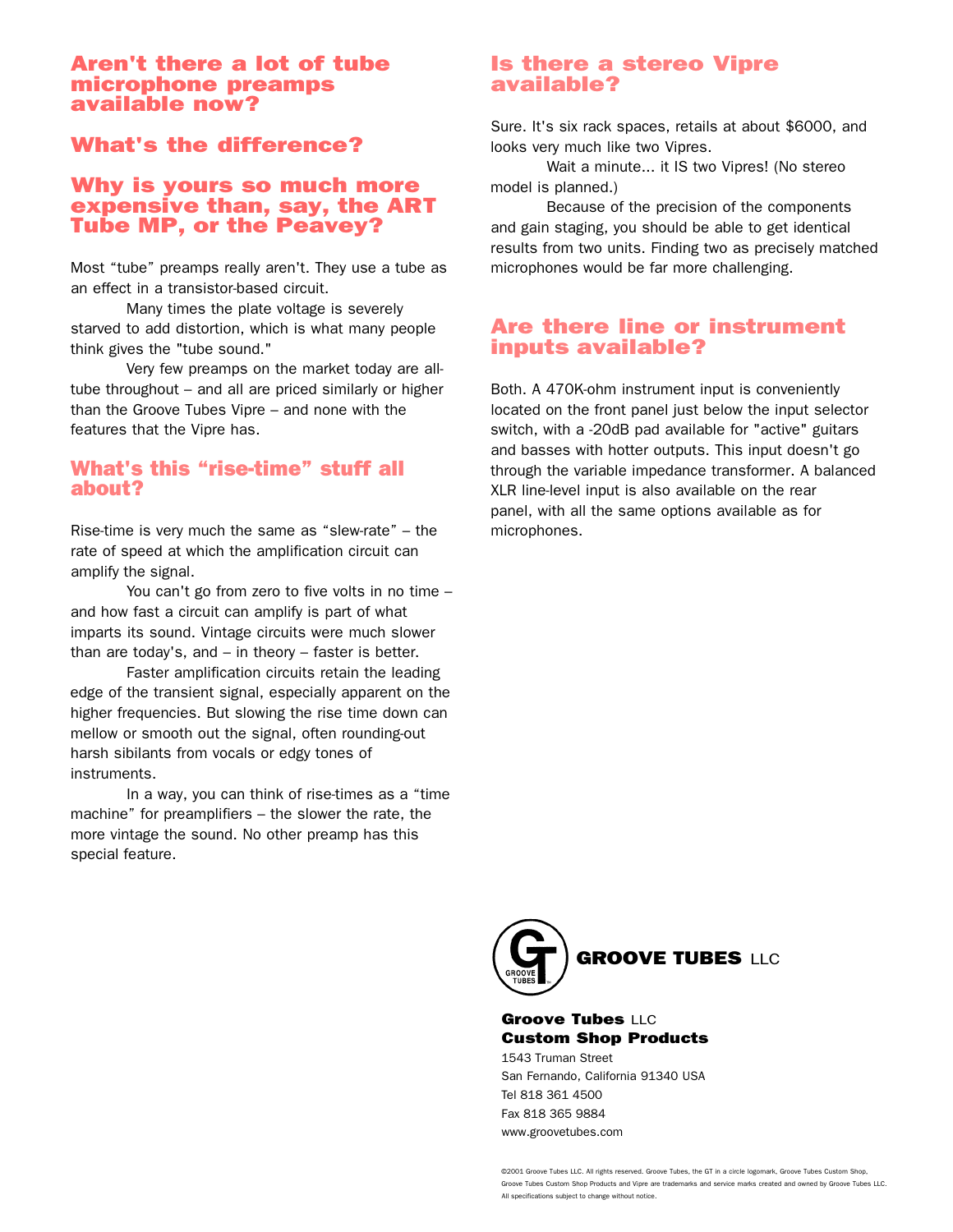## Aren't there a lot of tube microphone preamps available now?

## What's the difference?

## Why is yours so much more expensive than, say, the ART Tube MP, or the Peavey?

Most "tube" preamps really aren't. They use a tube as an effect in a transistor-based circuit.

Many times the plate voltage is severely starved to add distortion, which is what many people think gives the "tube sound."

Very few preamps on the market today are all-tube throughout – and all are priced similarly or higher than the Groove Tubes Vipre – and none with the features that the Vipre has.

## What's this "rise-time" stuff all about?

Rise-time is very much the same as "slew-rate" – the rate of speed at which the amplification circuit can amplify the signal.

You can't go from zero to five volts in no time – and how fast a circuit can amplify is part of what imparts its sound. Vintage circuits were much slower than are today's, and – in theory – faster is better.

Faster amplification circuits retain the leading edge of the transient signal, especially apparent on the higher frequencies. But slowing the rise time down can mellow or smooth out the signal, often rounding-out harsh sibilants from vocals or edgy tones of instruments.

In a way, you can think of rise-times as a "time machine" for preamplifiers – the slower the rate, the more vintage the sound. No other preamp has this special feature.

## Is there a stereo Vipre available?

Sure. It's six rack spaces, retails at about $6000, and looks very much like two Vipres.

Wait a minute... it IS two Vipres! (No stereo model is planned.)

Because of the precision of the components and gain staging, you should be able to get identical results from two units. Finding two as precisely matched microphones would be far more challenging.

## Are there line or instrument inputs available?

Both. A 470K-ohm instrument input is conveniently located on the front panel just below the input selector switch, with a -20dB pad available for "active" guitars and basses with hotter outputs. This input doesn't go through the variable impedance transformer. A balanced XLR line-level input is also available on the rear panel, with all the same options available as for microphones.

GROOVE TUBES LLC

**Groove Tubes** LLC
**Custom Shop Products**
1543 Truman Street
San Fernando, California 91340 USA
Tel 818 361 4500
Fax 818 365 9884
www.groovetubes.com

©2001 Groove Tubes LLC. All rights reserved. Groove Tubes, the GT in a circle logomark, Groove Tubes Custom Shop, Groove Tubes Custom Shop Products and Vipre are trademarks and service marks created and owned by Groove Tubes LLC. All specifications subject to change without notice.